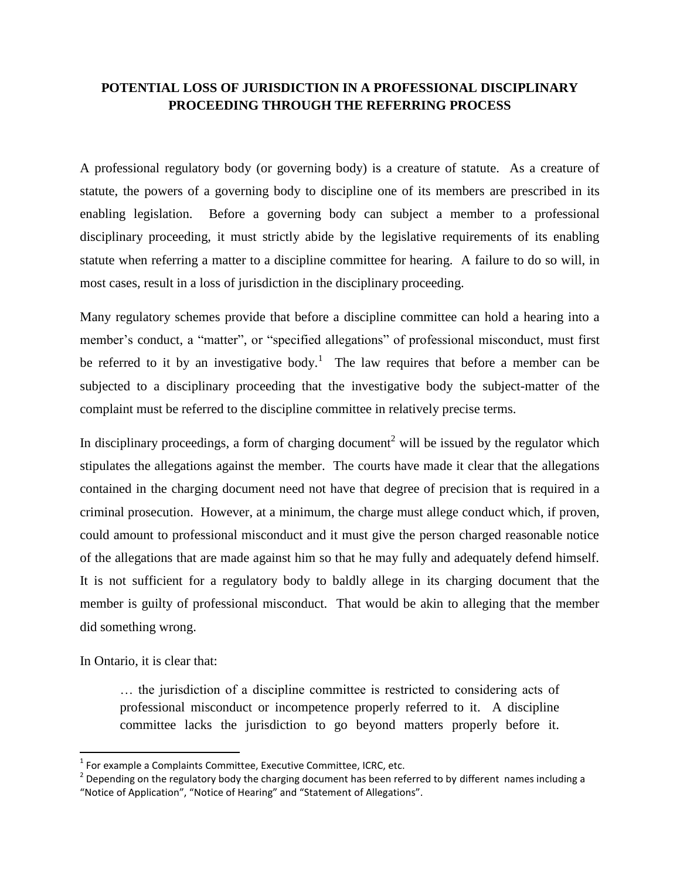# POTENTIAL LOSS OF JURISDICTION IN A PROFESSIONAL DISCIPLINARY PROCEEDING THROUGH THE REFERRING PROCESS

A professional regulatory body (or governing body) is a creature of statute. As a creature of statute, the powers of a governing body to discipline one of its members are prescribed in its enabling legislation. Before a governing body can subject a member to a professional disciplinary proceeding, it must strictly abide by the legislative requirements of its enabling statute when referring a matter to a discipline committee for hearing. A failure to do so will, in most cases, result in a loss of jurisdiction in the disciplinary proceeding.

Many regulatory schemes provide that before a discipline committee can hold a hearing into a member's conduct, a "matter", or "specified allegations" of professional misconduct, must first be referred to it by an investigative body.[1] The law requires that before a member can be subjected to a disciplinary proceeding that the investigative body the subject-matter of the complaint must be referred to the discipline committee in relatively precise terms.

In disciplinary proceedings, a form of charging document[2] will be issued by the regulator which stipulates the allegations against the member. The courts have made it clear that the allegations contained in the charging document need not have that degree of precision that is required in a criminal prosecution. However, at a minimum, the charge must allege conduct which, if proven, could amount to professional misconduct and it must give the person charged reasonable notice of the allegations that are made against him so that he may fully and adequately defend himself. It is not sufficient for a regulatory body to baldly allege in its charging document that the member is guilty of professional misconduct. That would be akin to alleging that the member did something wrong.

In Ontario, it is clear that:

> … the jurisdiction of a discipline committee is restricted to considering acts of professional misconduct or incompetence properly referred to it. A discipline committee lacks the jurisdiction to go beyond matters properly before it.

---

[1] For example a Complaints Committee, Executive Committee, ICRC, etc.

[2] Depending on the regulatory body the charging document has been referred to by different names including a "Notice of Application", "Notice of Hearing" and "Statement of Allegations".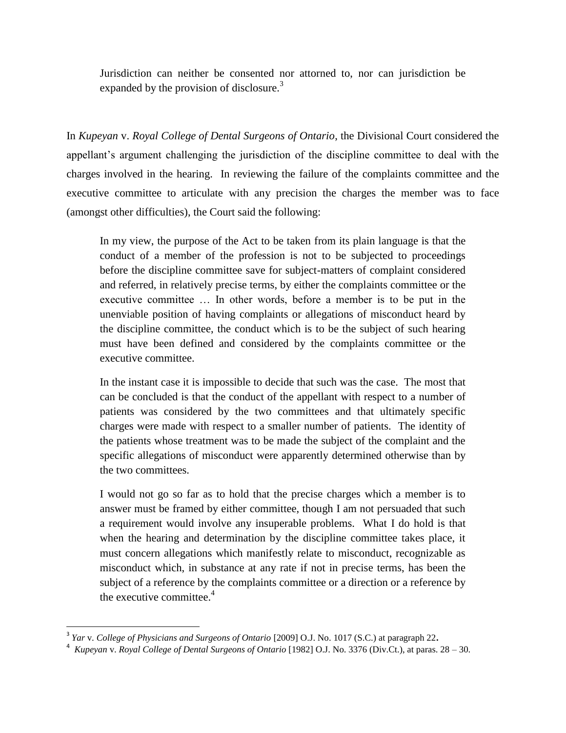> Jurisdiction can neither be consented nor attorned to, nor can jurisdiction be expanded by the provision of disclosure.[3]

In *Kupeyan* v. *Royal College of Dental Surgeons of Ontario*, the Divisional Court considered the appellant's argument challenging the jurisdiction of the discipline committee to deal with the charges involved in the hearing. In reviewing the failure of the complaints committee and the executive committee to articulate with any precision the charges the member was to face (amongst other difficulties), the Court said the following:

> In my view, the purpose of the Act to be taken from its plain language is that the conduct of a member of the profession is not to be subjected to proceedings before the discipline committee save for subject-matters of complaint considered and referred, in relatively precise terms, by either the complaints committee or the executive committee … In other words, before a member is to be put in the unenviable position of having complaints or allegations of misconduct heard by the discipline committee, the conduct which is to be the subject of such hearing must have been defined and considered by the complaints committee or the executive committee.
>
> In the instant case it is impossible to decide that such was the case. The most that can be concluded is that the conduct of the appellant with respect to a number of patients was considered by the two committees and that ultimately specific charges were made with respect to a smaller number of patients. The identity of the patients whose treatment was to be made the subject of the complaint and the specific allegations of misconduct were apparently determined otherwise than by the two committees.
>
> I would not go so far as to hold that the precise charges which a member is to answer must be framed by either committee, though I am not persuaded that such a requirement would involve any insuperable problems. What I do hold is that when the hearing and determination by the discipline committee takes place, it must concern allegations which manifestly relate to misconduct, recognizable as misconduct which, in substance at any rate if not in precise terms, has been the subject of a reference by the complaints committee or a direction or a reference by the executive committee.[4]

---

[3] *Yar* v. *College of Physicians and Surgeons of Ontario* [2009] O.J. No. 1017 (S.C.) at paragraph 22.

[4] *Kupeyan* v. *Royal College of Dental Surgeons of Ontario* [1982] O.J. No. 3376 (Div.Ct.), at paras. 28 – 30.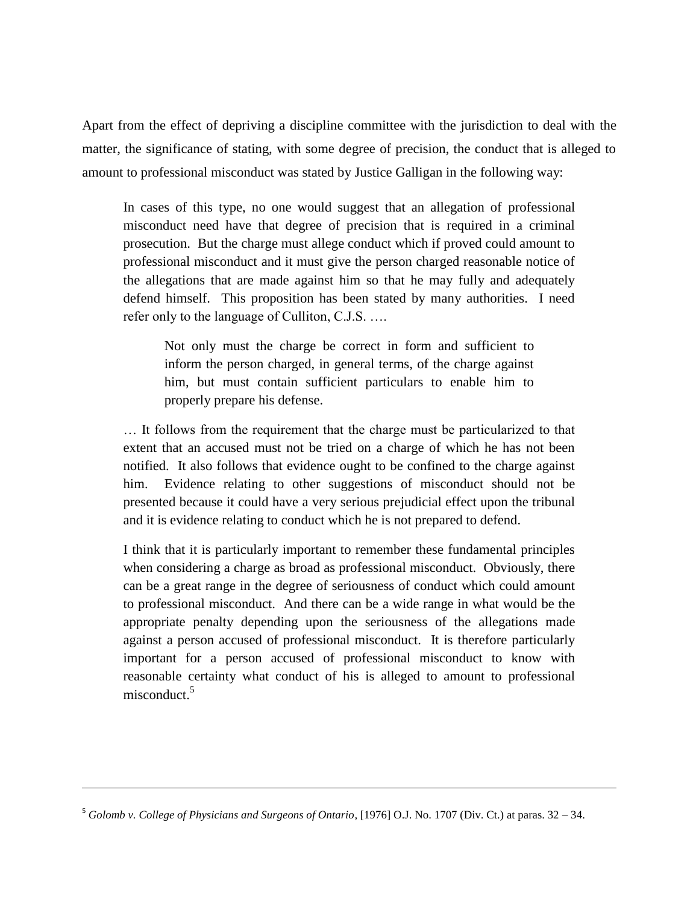Apart from the effect of depriving a discipline committee with the jurisdiction to deal with the matter, the significance of stating, with some degree of precision, the conduct that is alleged to amount to professional misconduct was stated by Justice Galligan in the following way:

> In cases of this type, no one would suggest that an allegation of professional misconduct need have that degree of precision that is required in a criminal prosecution. But the charge must allege conduct which if proved could amount to professional misconduct and it must give the person charged reasonable notice of the allegations that are made against him so that he may fully and adequately defend himself. This proposition has been stated by many authorities. I need refer only to the language of Culliton, C.J.S. ….
>
> > Not only must the charge be correct in form and sufficient to inform the person charged, in general terms, of the charge against him, but must contain sufficient particulars to enable him to properly prepare his defense.
>
> … It follows from the requirement that the charge must be particularized to that extent that an accused must not be tried on a charge of which he has not been notified. It also follows that evidence ought to be confined to the charge against him. Evidence relating to other suggestions of misconduct should not be presented because it could have a very serious prejudicial effect upon the tribunal and it is evidence relating to conduct which he is not prepared to defend.
>
> I think that it is particularly important to remember these fundamental principles when considering a charge as broad as professional misconduct. Obviously, there can be a great range in the degree of seriousness of conduct which could amount to professional misconduct. And there can be a wide range in what would be the appropriate penalty depending upon the seriousness of the allegations made against a person accused of professional misconduct. It is therefore particularly important for a person accused of professional misconduct to know with reasonable certainty what conduct of his is alleged to amount to professional misconduct.[5]

---

[5] *Golomb v. College of Physicians and Surgeons of Ontario*, [1976] O.J. No. 1707 (Div. Ct.) at paras. 32 – 34.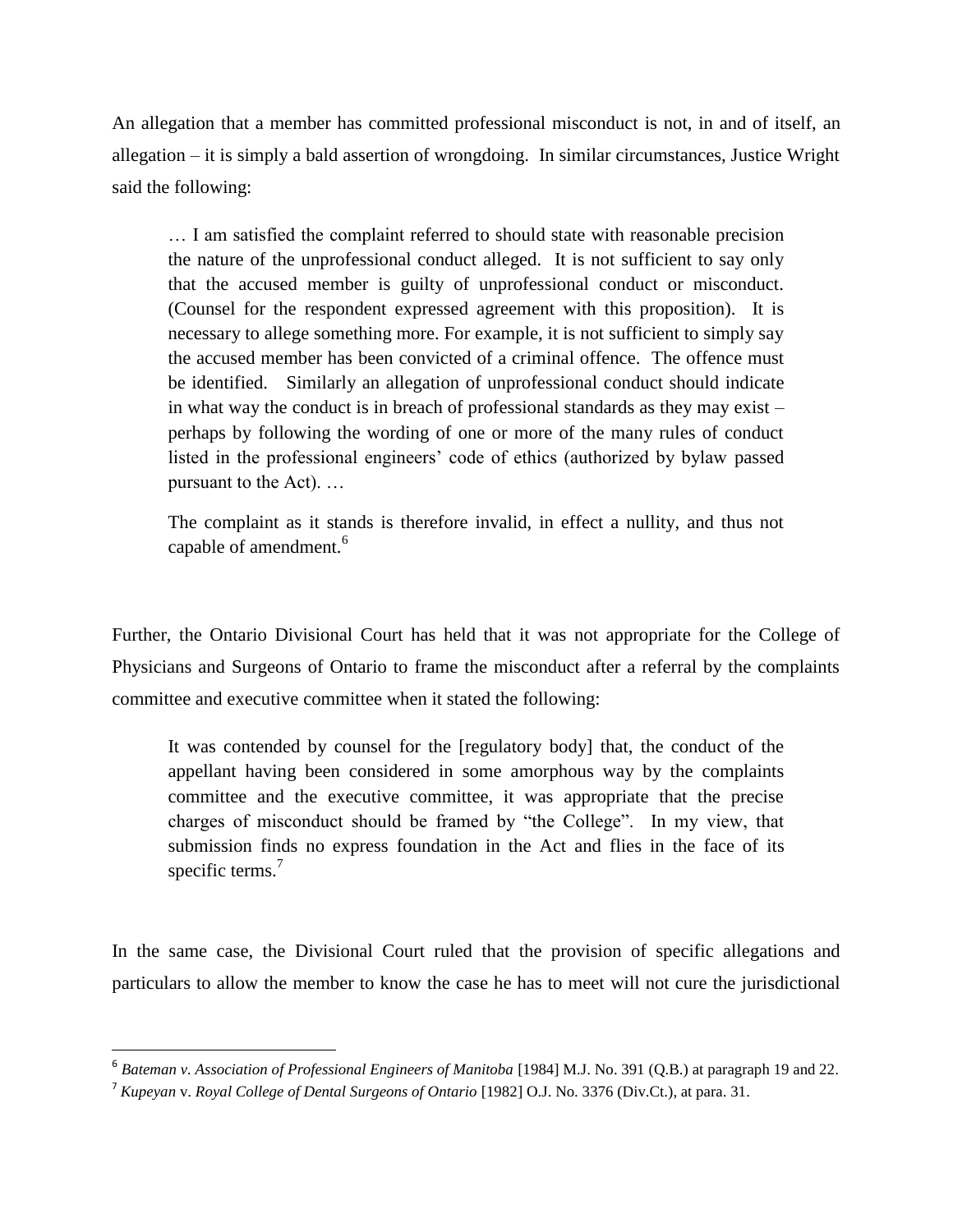An allegation that a member has committed professional misconduct is not, in and of itself, an allegation – it is simply a bald assertion of wrongdoing. In similar circumstances, Justice Wright said the following:

> … I am satisfied the complaint referred to should state with reasonable precision the nature of the unprofessional conduct alleged. It is not sufficient to say only that the accused member is guilty of unprofessional conduct or misconduct. (Counsel for the respondent expressed agreement with this proposition). It is necessary to allege something more. For example, it is not sufficient to simply say the accused member has been convicted of a criminal offence. The offence must be identified. Similarly an allegation of unprofessional conduct should indicate in what way the conduct is in breach of professional standards as they may exist – perhaps by following the wording of one or more of the many rules of conduct listed in the professional engineers' code of ethics (authorized by bylaw passed pursuant to the Act). …
>
> The complaint as it stands is therefore invalid, in effect a nullity, and thus not capable of amendment.[6]

Further, the Ontario Divisional Court has held that it was not appropriate for the College of Physicians and Surgeons of Ontario to frame the misconduct after a referral by the complaints committee and executive committee when it stated the following:

> It was contended by counsel for the [regulatory body] that, the conduct of the appellant having been considered in some amorphous way by the complaints committee and the executive committee, it was appropriate that the precise charges of misconduct should be framed by "the College". In my view, that submission finds no express foundation in the Act and flies in the face of its specific terms.[7]

In the same case, the Divisional Court ruled that the provision of specific allegations and particulars to allow the member to know the case he has to meet will not cure the jurisdictional

---

[6] *Bateman v. Association of Professional Engineers of Manitoba* [1984] M.J. No. 391 (Q.B.) at paragraph 19 and 22.

[7] *Kupeyan* v. *Royal College of Dental Surgeons of Ontario* [1982] O.J. No. 3376 (Div.Ct.), at para. 31.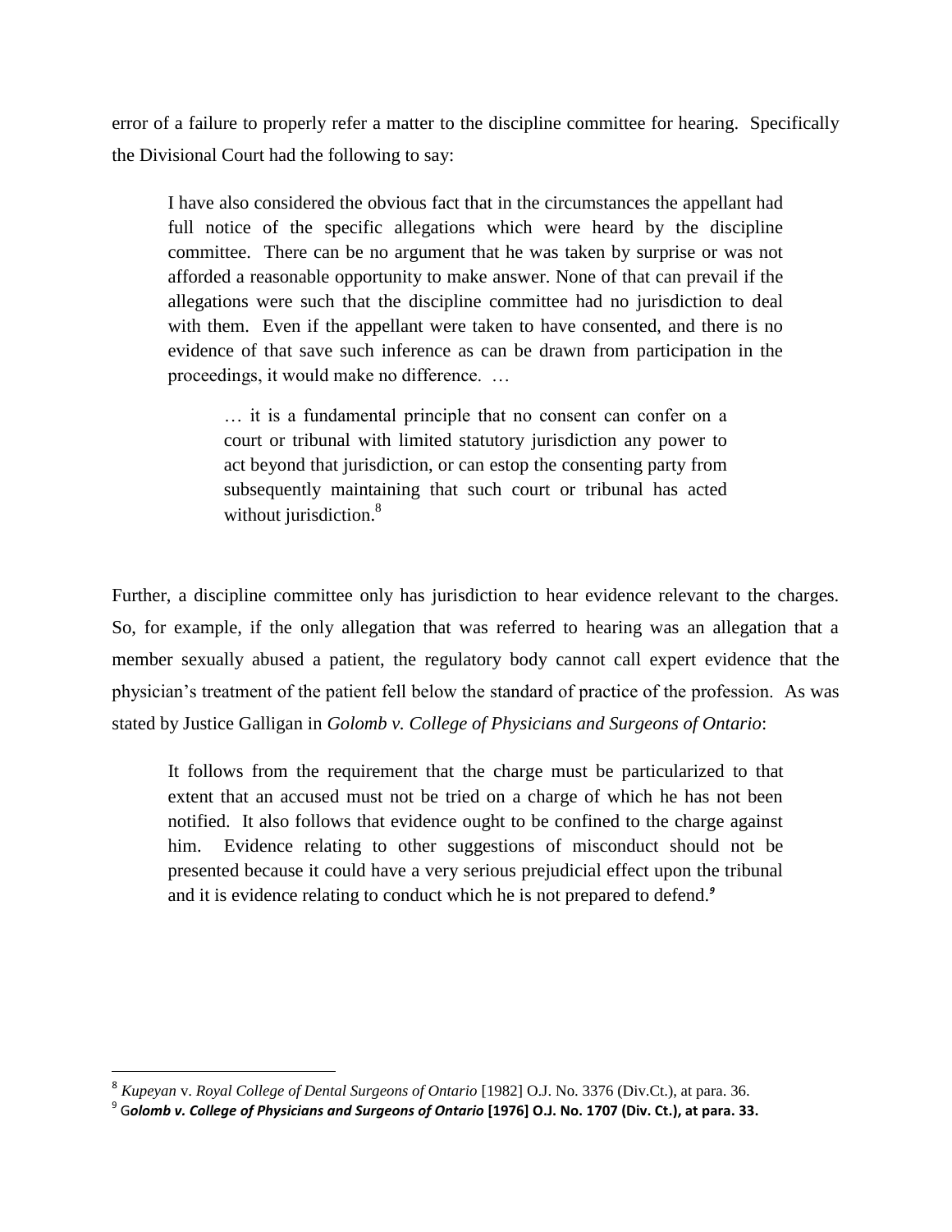error of a failure to properly refer a matter to the discipline committee for hearing. Specifically the Divisional Court had the following to say:

> I have also considered the obvious fact that in the circumstances the appellant had full notice of the specific allegations which were heard by the discipline committee. There can be no argument that he was taken by surprise or was not afforded a reasonable opportunity to make answer. None of that can prevail if the allegations were such that the discipline committee had no jurisdiction to deal with them. Even if the appellant were taken to have consented, and there is no evidence of that save such inference as can be drawn from participation in the proceedings, it would make no difference. …
>
> > … it is a fundamental principle that no consent can confer on a court or tribunal with limited statutory jurisdiction any power to act beyond that jurisdiction, or can estop the consenting party from subsequently maintaining that such court or tribunal has acted without jurisdiction.[8]

Further, a discipline committee only has jurisdiction to hear evidence relevant to the charges. So, for example, if the only allegation that was referred to hearing was an allegation that a member sexually abused a patient, the regulatory body cannot call expert evidence that the physician's treatment of the patient fell below the standard of practice of the profession. As was stated by Justice Galligan in *Golomb v. College of Physicians and Surgeons of Ontario*:

> It follows from the requirement that the charge must be particularized to that extent that an accused must not be tried on a charge of which he has not been notified. It also follows that evidence ought to be confined to the charge against him. Evidence relating to other suggestions of misconduct should not be presented because it could have a very serious prejudicial effect upon the tribunal and it is evidence relating to conduct which he is not prepared to defend.[9]

---

[8] *Kupeyan* v. *Royal College of Dental Surgeons of Ontario* [1982] O.J. No. 3376 (Div.Ct.), at para. 36.

[9] G***olomb v. College of Physicians and Surgeons of Ontario*** **[1976] O.J. No. 1707 (Div. Ct.), at para. 33.**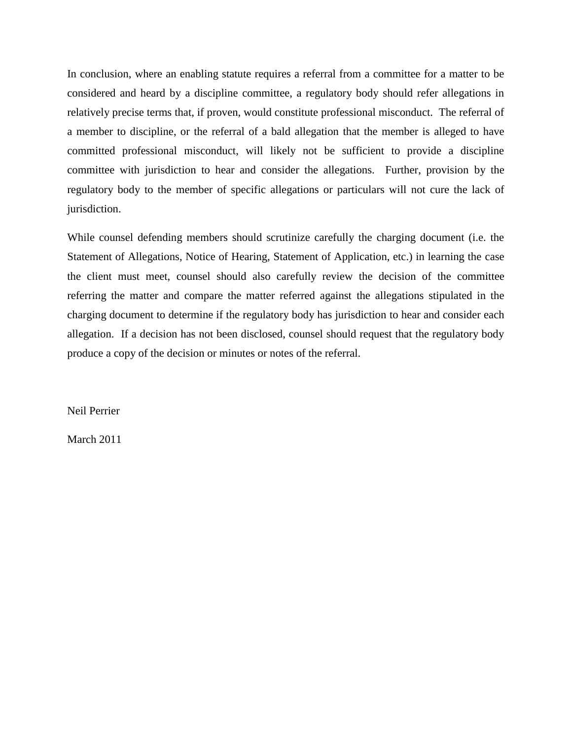In conclusion, where an enabling statute requires a referral from a committee for a matter to be considered and heard by a discipline committee, a regulatory body should refer allegations in relatively precise terms that, if proven, would constitute professional misconduct. The referral of a member to discipline, or the referral of a bald allegation that the member is alleged to have committed professional misconduct, will likely not be sufficient to provide a discipline committee with jurisdiction to hear and consider the allegations. Further, provision by the regulatory body to the member of specific allegations or particulars will not cure the lack of jurisdiction.

While counsel defending members should scrutinize carefully the charging document (i.e. the Statement of Allegations, Notice of Hearing, Statement of Application, etc.) in learning the case the client must meet, counsel should also carefully review the decision of the committee referring the matter and compare the matter referred against the allegations stipulated in the charging document to determine if the regulatory body has jurisdiction to hear and consider each allegation. If a decision has not been disclosed, counsel should request that the regulatory body produce a copy of the decision or minutes or notes of the referral.

Neil Perrier

March 2011